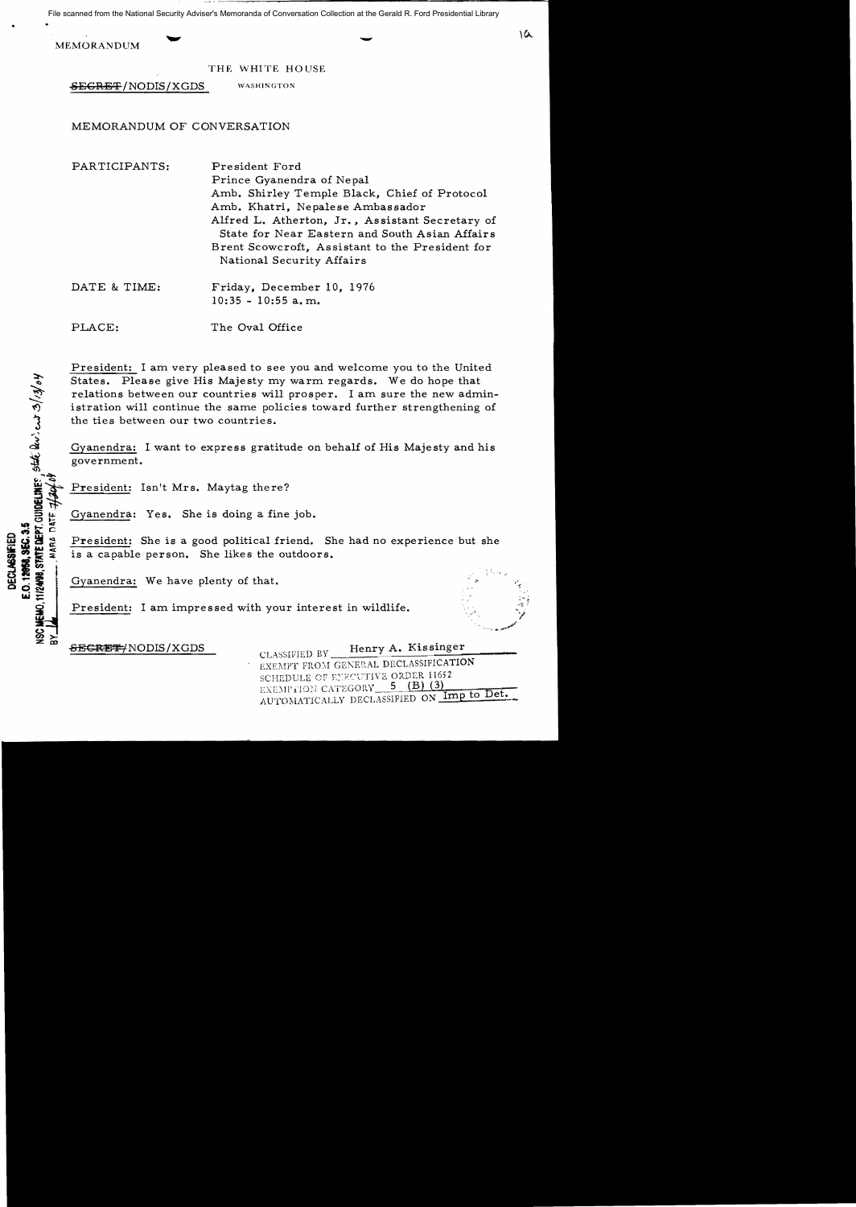MEMORANDUM

THE WHITE HOUSE

~~SECRET~~/NODIS/XGDS WASHINGTON

MEMORANDUM OF CONVERSATION

PARTICIPANTS: President Ford
Prince Gyanendra of Nepal
Amb. Shirley Temple Black, Chief of Protocol
Amb. Khatri, Nepalese Ambassador
Alfred L. Atherton, Jr., Assistant Secretary of State for Near Eastern and South Asian Affairs
Brent Scowcroft, Assistant to the President for National Security Affairs

DATE & TIME: Friday, December 10, 1976
10:35 - 10:55 a.m.

PLACE: The Oval Office

President: I am very pleased to see you and welcome you to the United States. Please give His Majesty my warm regards. We do hope that relations between our countries will prosper. I am sure the new administration will continue the same policies toward further strengthening of the ties between our two countries.

Gyanendra: I want to express gratitude on behalf of His Majesty and his government.

President: Isn't Mrs. Maytag there?

Gyanendra: Yes. She is doing a fine job.

President: She is a good political friend. She had no experience but she is a capable person. She likes the outdoors.

Gyanendra: We have plenty of that.

President: I am impressed with your interest in wildlife.

~~SECRET~~/NODIS/XGDS

CLASSIFIED BY Henry A. Kissinger
EXEMPT FROM GENERAL DECLASSIFICATION SCHEDULE OF EXECUTIVE ORDER 11652
EXEMPTION CATEGORY 5 (B) (3)
AUTOMATICALLY DECLASSIFIED ON Imp to Det.

DECLASSIFIED
E.O. 12958, SEC. 3.5
NSC MEMO, 11/24/98, STATE DEPT. GUIDELINES, State Dev. 3/3/04
BY ___ NARA DATE 7/30/04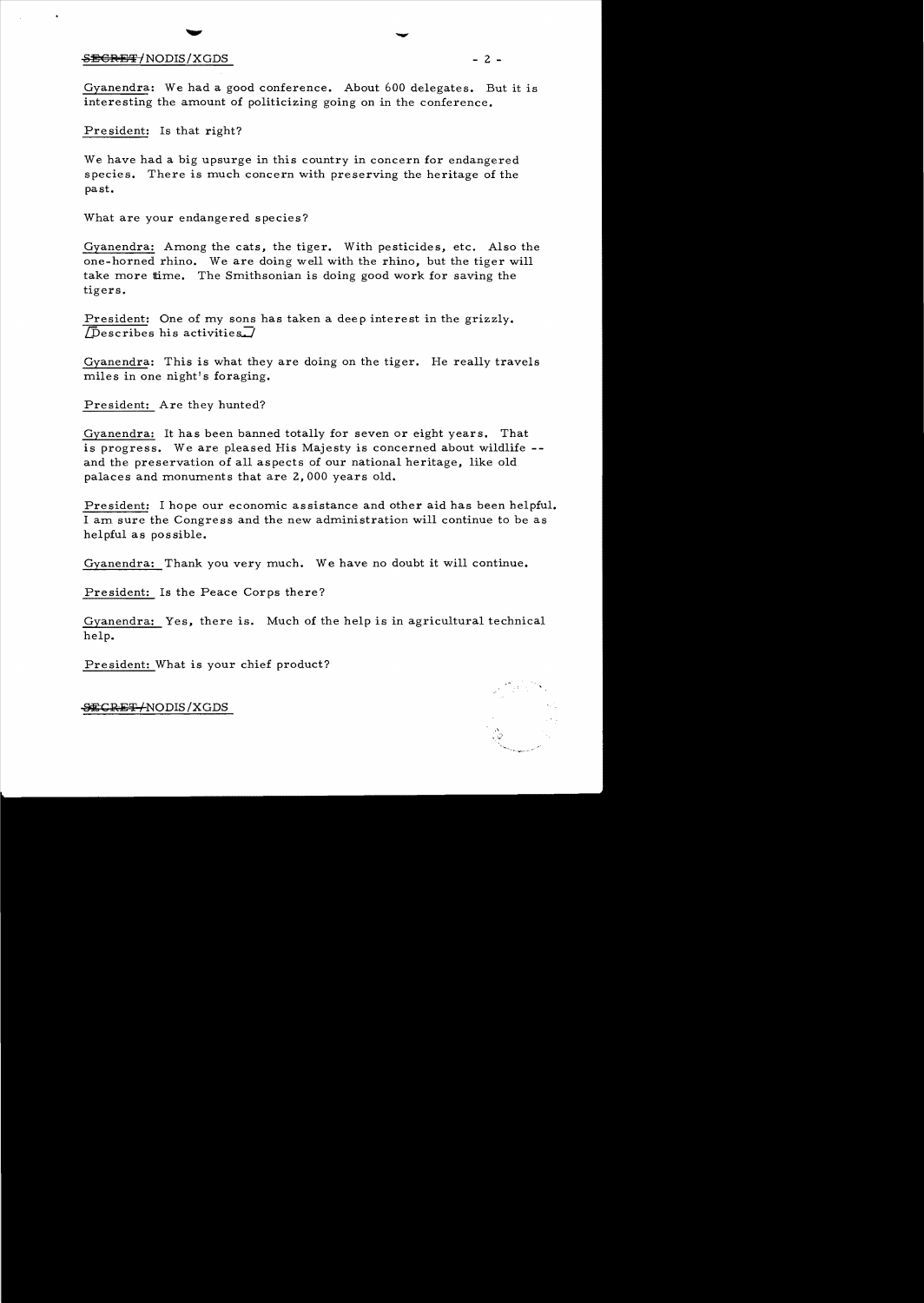Gyanendra: We had a good conference. About 600 delegates. But it is interesting the amount of politicizing going on in the conference.

President: Is that right?

We have had a big upsurge in this country in concern for endangered species. There is much concern with preserving the heritage of the past.

What are your endangered species?

Gyanendra: Among the cats, the tiger. With pesticides, etc. Also the one-horned rhino. We are doing well with the rhino, but the tiger will take more time. The Smithsonian is doing good work for saving the tigers.

President: One of my sons has taken a deep interest in the grizzly. [Describes his activities.]

Gyanendra: This is what they are doing on the tiger. He really travels miles in one night's foraging.

President: Are they hunted?

Gyanendra: It has been banned totally for seven or eight years. That is progress. We are pleased His Majesty is concerned about wildlife -- and the preservation of all aspects of our national heritage, like old palaces and monuments that are 2,000 years old.

President: I hope our economic assistance and other aid has been helpful. I am sure the Congress and the new administration will continue to be as helpful as possible.

Gyanendra: Thank you very much. We have no doubt it will continue.

President: Is the Peace Corps there?

Gyanendra: Yes, there is. Much of the help is in agricultural technical help.

President: What is your chief product?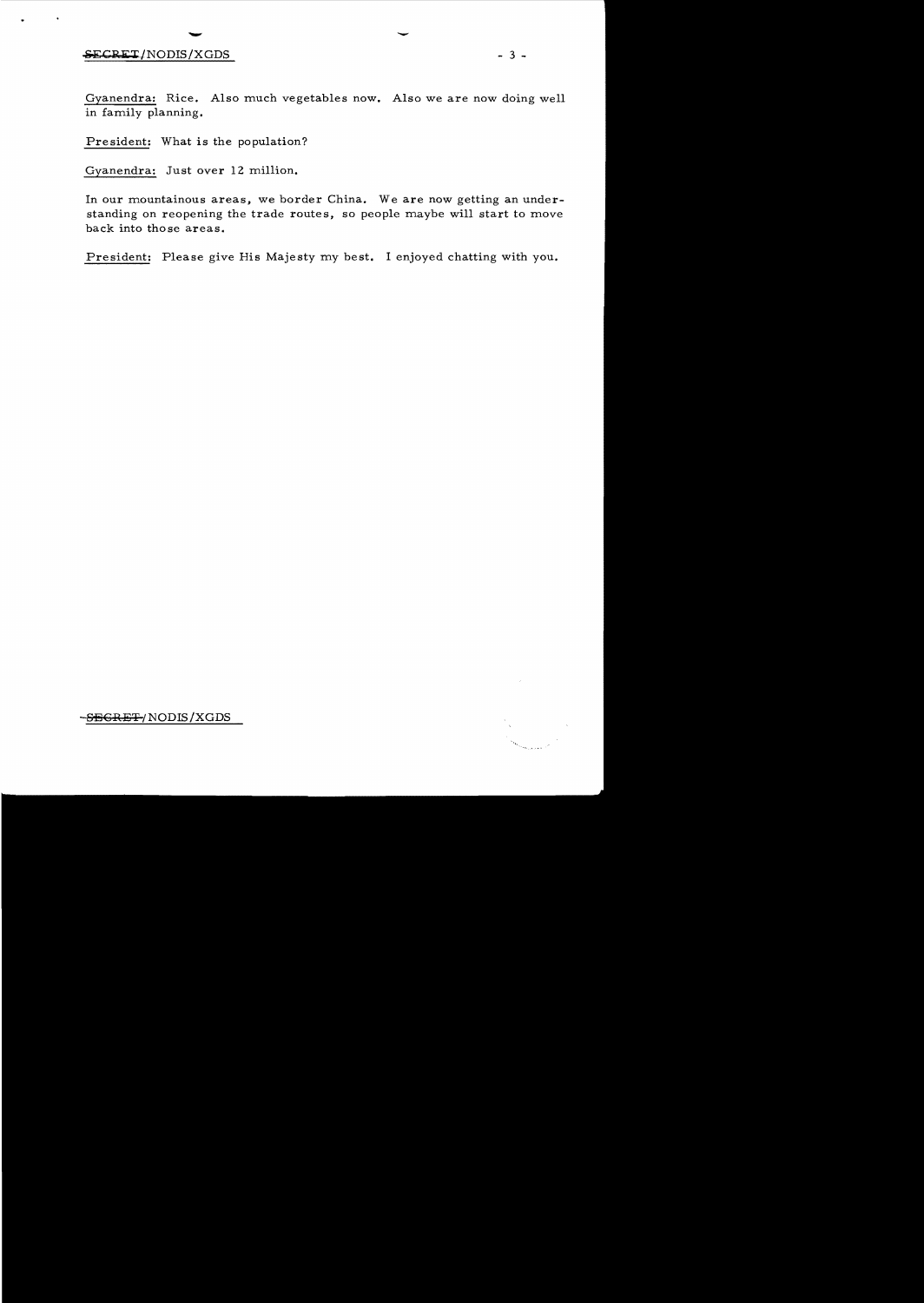Gyanendra: Rice. Also much vegetables now. Also we are now doing well in family planning.

President: What is the population?

Gyanendra: Just over 12 million.

In our mountainous areas, we border China. We are now getting an understanding on reopening the trade routes, so people maybe will start to move back into those areas.

President: Please give His Majesty my best. I enjoyed chatting with you.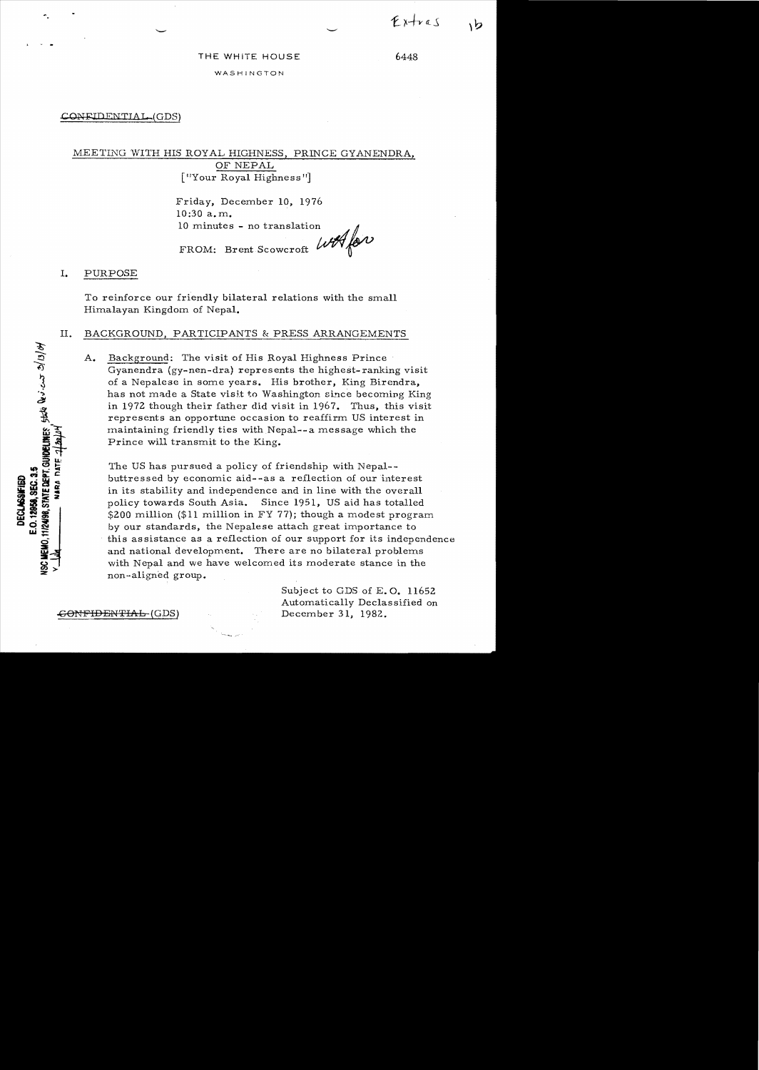Extras 1b

THE WHITE HOUSE 6448

WASHINGTON

~~CONFIDENTIAL~~ (GDS)

MEETING WITH HIS ROYAL HIGHNESS, PRINCE GYANENDRA, OF NEPAL
["Your Royal Highness"]

Friday, December 10, 1976
10:30 a.m.
10 minutes - no translation

FROM: Brent Scowcroft

## I. PURPOSE

To reinforce our friendly bilateral relations with the small Himalayan Kingdom of Nepal.

## II. BACKGROUND, PARTICIPANTS & PRESS ARRANGEMENTS

A. Background: The visit of His Royal Highness Prince Gyanendra (gy-nen-dra) represents the highest-ranking visit of a Nepalese in some years. His brother, King Birendra, has not made a State visit to Washington since becoming King in 1972 though their father did visit in 1967. Thus, this visit represents an opportune occasion to reaffirm US interest in maintaining friendly ties with Nepal--a message which the Prince will transmit to the King.

The US has pursued a policy of friendship with Nepal--buttressed by economic aid--as a reflection of our interest in its stability and independence and in line with the overall policy towards South Asia. Since 1951, US aid has totalled $200 million ($11 million in FY 77); though a modest program by our standards, the Nepalese attach great importance to this assistance as a reflection of our support for its independence and national development. There are no bilateral problems with Nepal and we have welcomed its moderate stance in the non-aligned group.

DECLASSIFIED
E.O. 12958, SEC. 3.5
NSC MEMO, 11/24/98, STATE DEPT. GUIDELINES State Rev iew 3/13/04
NARA DATE 2/20/04

Subject to GDS of E.O. 11652
Automatically Declassified on
December 31, 1982.

~~CONFIDENTIAL~~ (GDS)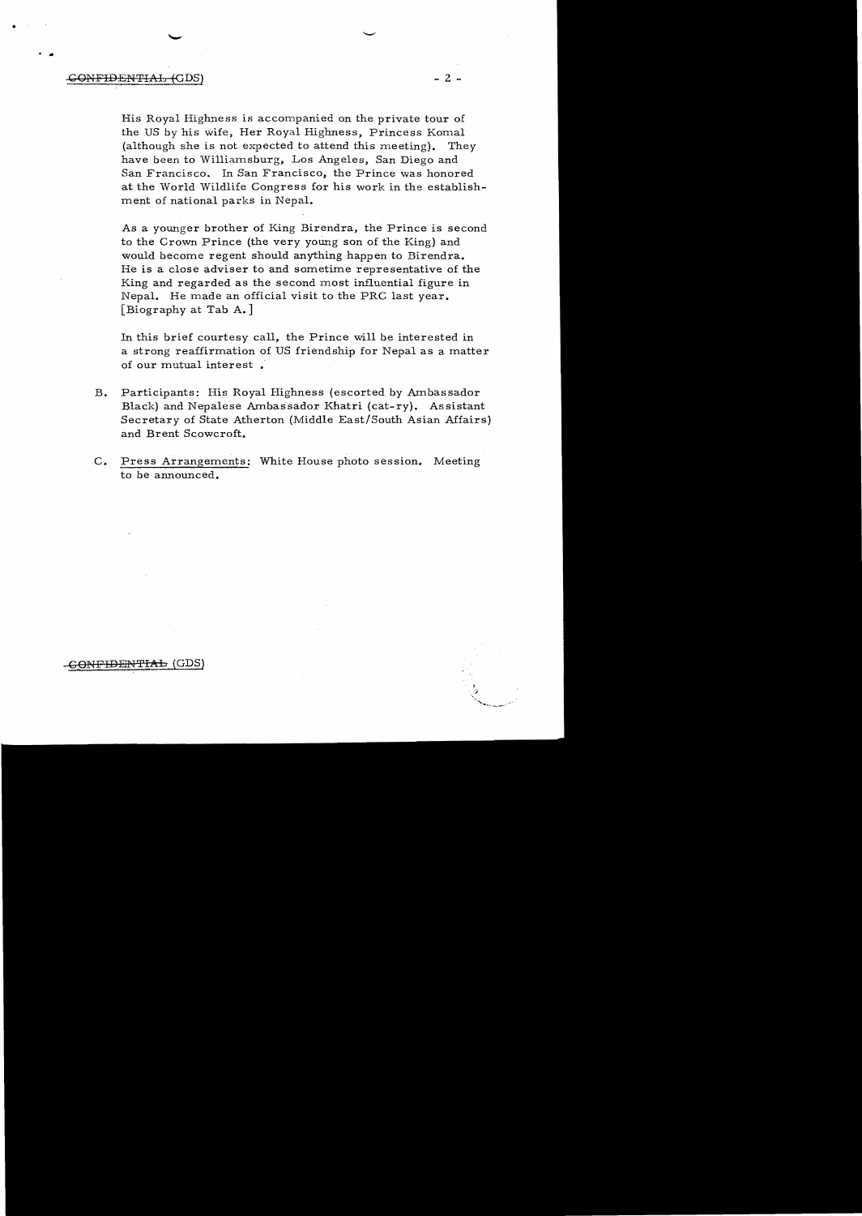His Royal Highness is accompanied on the private tour of the US by his wife, Her Royal Highness, Princess Komal (although she is not expected to attend this meeting). They have been to Williamsburg, Los Angeles, San Diego and San Francisco. In San Francisco, the Prince was honored at the World Wildlife Congress for his work in the establishment of national parks in Nepal.

As a younger brother of King Birendra, the Prince is second to the Crown Prince (the very young son of the King) and would become regent should anything happen to Birendra. He is a close adviser to and sometime representative of the King and regarded as the second most influential figure in Nepal. He made an official visit to the PRC last year. [Biography at Tab A.]

In this brief courtesy call, the Prince will be interested in a strong reaffirmation of US friendship for Nepal as a matter of our mutual interest.

B. Participants: His Royal Highness (escorted by Ambassador Black) and Nepalese Ambassador Khatri (cat-ry). Assistant Secretary of State Atherton (Middle East/South Asian Affairs) and Brent Scowcroft.

C. Press Arrangements: White House photo session. Meeting to be announced.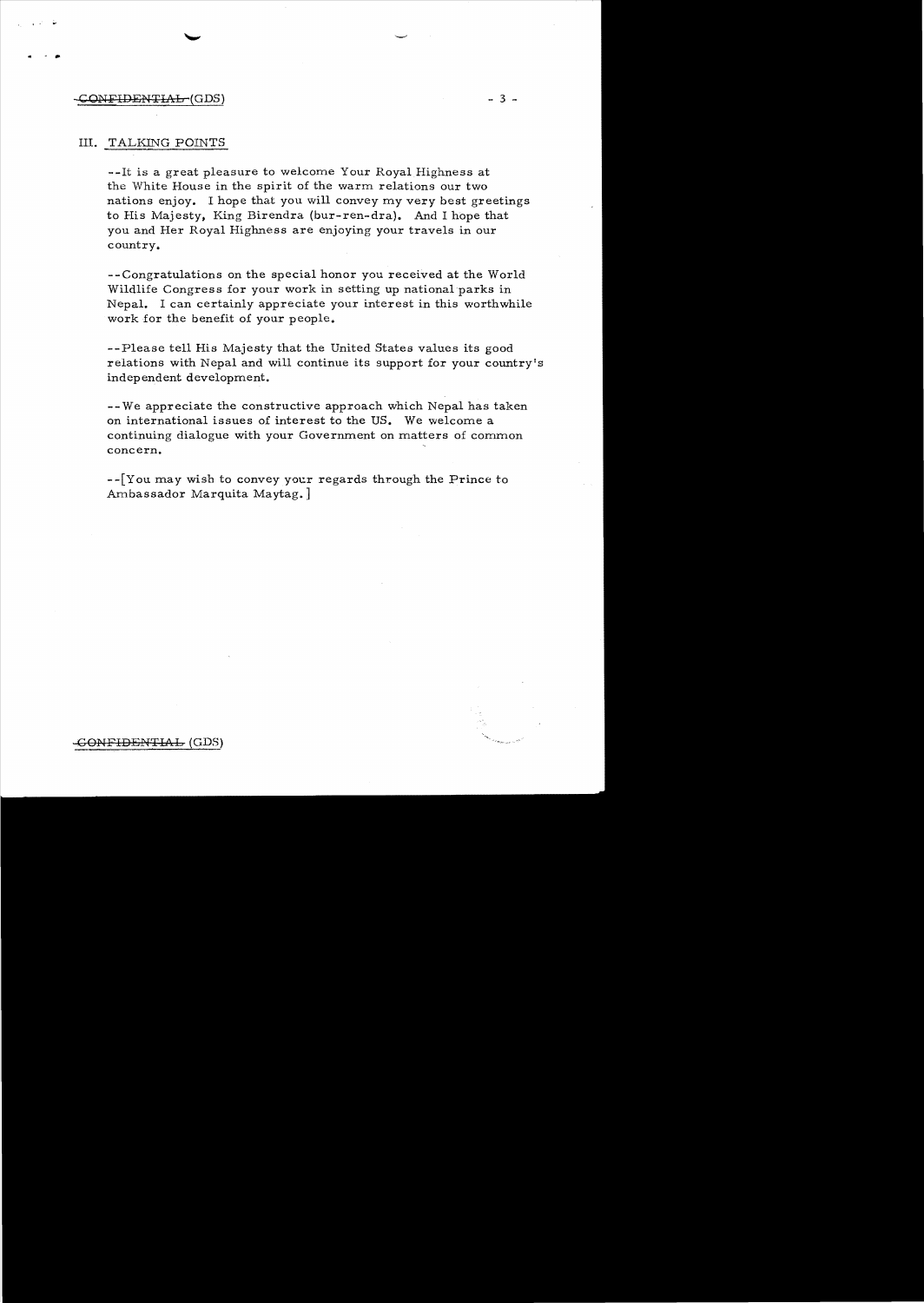## III. TALKING POINTS

--It is a great pleasure to welcome Your Royal Highness at the White House in the spirit of the warm relations our two nations enjoy. I hope that you will convey my very best greetings to His Majesty, King Birendra (bur-ren-dra). And I hope that you and Her Royal Highness are enjoying your travels in our country.

--Congratulations on the special honor you received at the World Wildlife Congress for your work in setting up national parks in Nepal. I can certainly appreciate your interest in this worthwhile work for the benefit of your people.

--Please tell His Majesty that the United States values its good relations with Nepal and will continue its support for your country's independent development.

--We appreciate the constructive approach which Nepal has taken on international issues of interest to the US. We welcome a continuing dialogue with your Government on matters of common concern.

--[You may wish to convey your regards through the Prince to Ambassador Marquita Maytag.]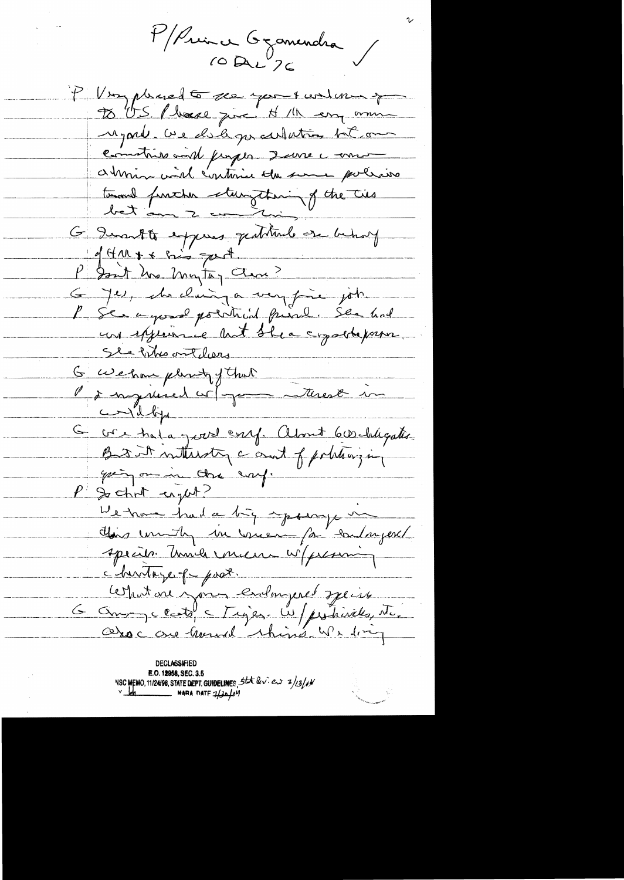P/Prince Gyanendra ✓
10 Dec 76

P Very pleased to see you & welcome you to U.S. Please give H M my warm regards. We deeply appreciate [?] our countries and prosper. I assure you our admin will continue the same policies toward further strengthening of the ties bet our 2 countries.

G I want to express gratitude on behalf of HM & his govt.

P Isn't Mrs. Moynihan there?

G Yes, she doing a very fine job.

P She a good political friend. She had no experience but she a capable person. She likes outdoors

G We have plenty of that

P I impressed w/your interest in wildlife

G We had a good conf. About 600 delegates. But it interesting c amt of politicizing going on in the conf.

P Is that right?

We have had a big upsurge in this country in concern for endangered species. Much concern w/preserving c heritage of past.

What are your endangered species

G Among c cats, c Tigers. W/pythons, etc. Also c one horned rhinos. We doing

DECLASSIFIED
E.O. 12958, SEC. 3.5
NSC MEMO, 11/24/98, STATE DEPT. GUIDELINES, State Rev. ew 3/13/04
NARA DATE 7/30/04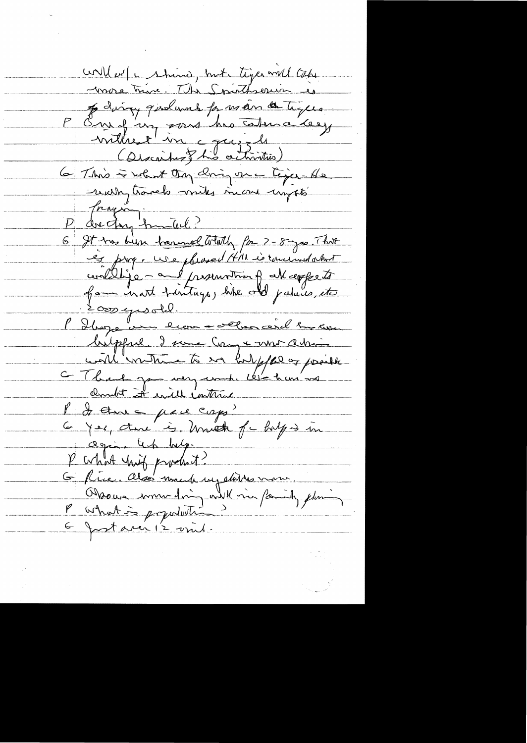wild w/ c rhino, but tiger will take more time. The Smithsonian is doing good work for us on tigers.

P One of my sons has taken a keen interest in a grizzly
(Describes his activities)

G This is what they doing on a tiger. He really travels miles in one night foraging.

P Are they hunted?

G It has been banned totally for 7-8 yrs. That is prog. We pleased AHA is concerned about wildlife – and preservation of all artifacts from natl heritage, like old palaces, etc 2000 yrs old.

P I hope our econ – other aid has been helpful. I sure Cong + my admin will continue to be helpful as possible

G Thank you very much. We have no doubt it will continue

P Is there a peace corps?

G Yes, there is. Much of the help is in agri. tech help.

P What chief product?

G Rice. Also much vegetables now.
Also we moving ahead in family planning

P What is population?

G Just over 12 mil.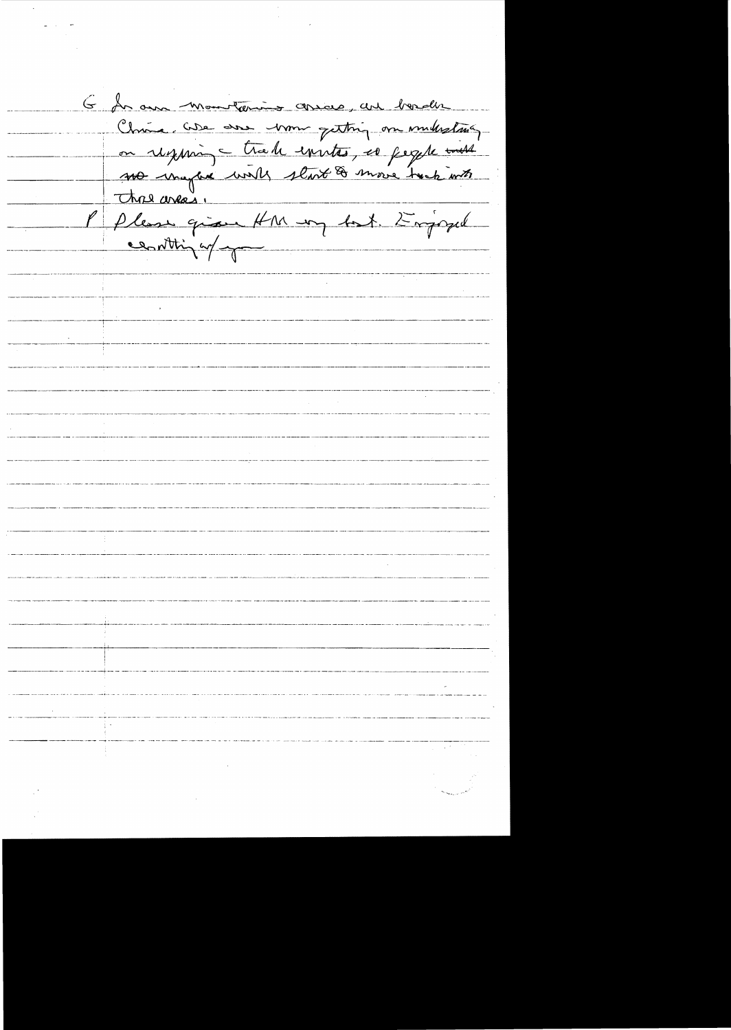G In our mountainous areas, al border China. We are now getting an understanding on reopening trade routes, so people ~~will~~ we maybe will start to move back into those areas.

P Please give HM my best. Enjoyed chatting w/ you